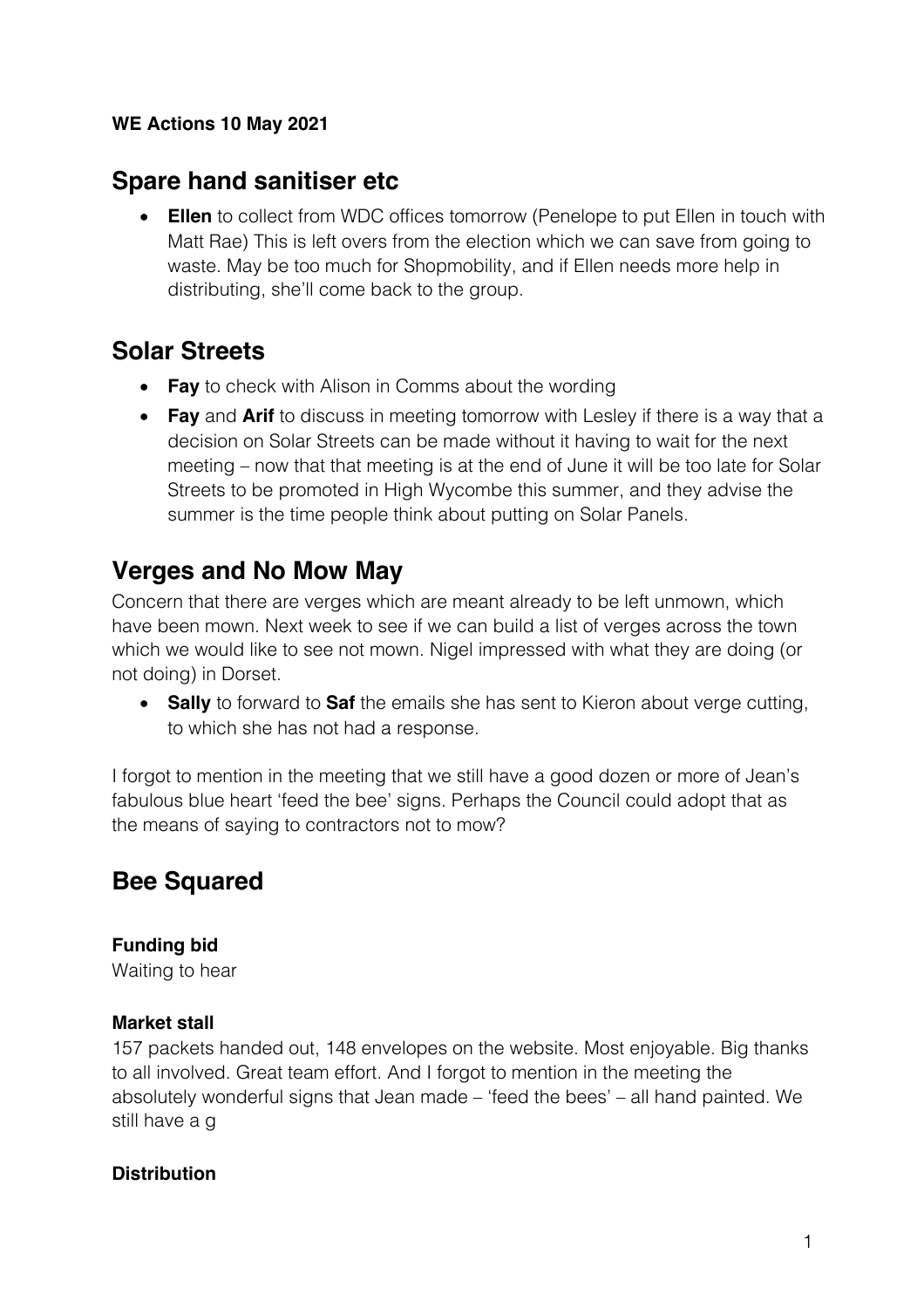**WE Actions 10 May 2021**

## Spare hand sanitiser etc

- **Ellen** to collect from WDC offices tomorrow (Penelope to put Ellen in touch with Matt Rae) This is left overs from the election which we can save from going to waste. May be too much for Shopmobility, and if Ellen needs more help in distributing, she'll come back to the group.

## Solar Streets

- **Fay** to check with Alison in Comms about the wording
- **Fay** and **Arif** to discuss in meeting tomorrow with Lesley if there is a way that a decision on Solar Streets can be made without it having to wait for the next meeting – now that that meeting is at the end of June it will be too late for Solar Streets to be promoted in High Wycombe this summer, and they advise the summer is the time people think about putting on Solar Panels.

## Verges and No Mow May

Concern that there are verges which are meant already to be left unmown, which have been mown. Next week to see if we can build a list of verges across the town which we would like to see not mown. Nigel impressed with what they are doing (or not doing) in Dorset.

- **Sally** to forward to **Saf** the emails she has sent to Kieron about verge cutting, to which she has not had a response.

I forgot to mention in the meeting that we still have a good dozen or more of Jean's fabulous blue heart 'feed the bee' signs. Perhaps the Council could adopt that as the means of saying to contractors not to mow?

## Bee Squared

**Funding bid**

Waiting to hear

**Market stall**

157 packets handed out, 148 envelopes on the website. Most enjoyable. Big thanks to all involved. Great team effort. And I forgot to mention in the meeting the absolutely wonderful signs that Jean made – 'feed the bees' – all hand painted. We still have a g

**Distribution**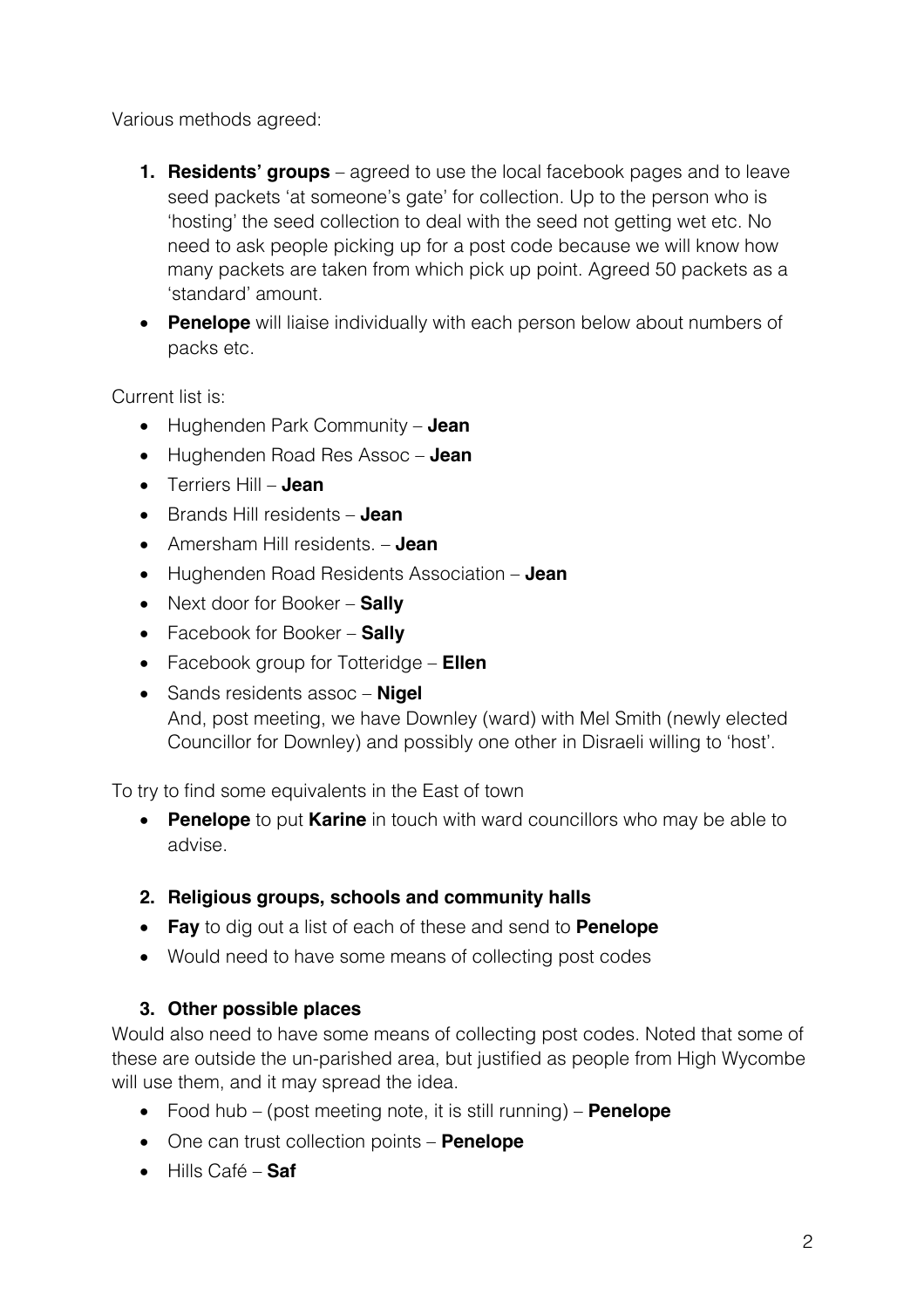Various methods agreed:

1. **Residents' groups** – agreed to use the local facebook pages and to leave seed packets 'at someone's gate' for collection. Up to the person who is 'hosting' the seed collection to deal with the seed not getting wet etc. No need to ask people picking up for a post code because we will know how many packets are taken from which pick up point. Agreed 50 packets as a 'standard' amount.

- **Penelope** will liaise individually with each person below about numbers of packs etc.

Current list is:

- Hughenden Park Community – **Jean**
- Hughenden Road Res Assoc – **Jean**
- Terriers Hill – **Jean**
- Brands Hill residents – **Jean**
- Amersham Hill residents. – **Jean**
- Hughenden Road Residents Association – **Jean**
- Next door for Booker – **Sally**
- Facebook for Booker – **Sally**
- Facebook group for Totteridge – **Ellen**
- Sands residents assoc – **Nigel**
  And, post meeting, we have Downley (ward) with Mel Smith (newly elected Councillor for Downley) and possibly one other in Disraeli willing to 'host'.

To try to find some equivalents in the East of town

- **Penelope** to put **Karine** in touch with ward councillors who may be able to advise.

2. **Religious groups, schools and community halls**

- **Fay** to dig out a list of each of these and send to **Penelope**
- Would need to have some means of collecting post codes

3. **Other possible places**

Would also need to have some means of collecting post codes. Noted that some of these are outside the un-parished area, but justified as people from High Wycombe will use them, and it may spread the idea.

- Food hub – (post meeting note, it is still running) – **Penelope**
- One can trust collection points – **Penelope**
- Hills Café – **Saf**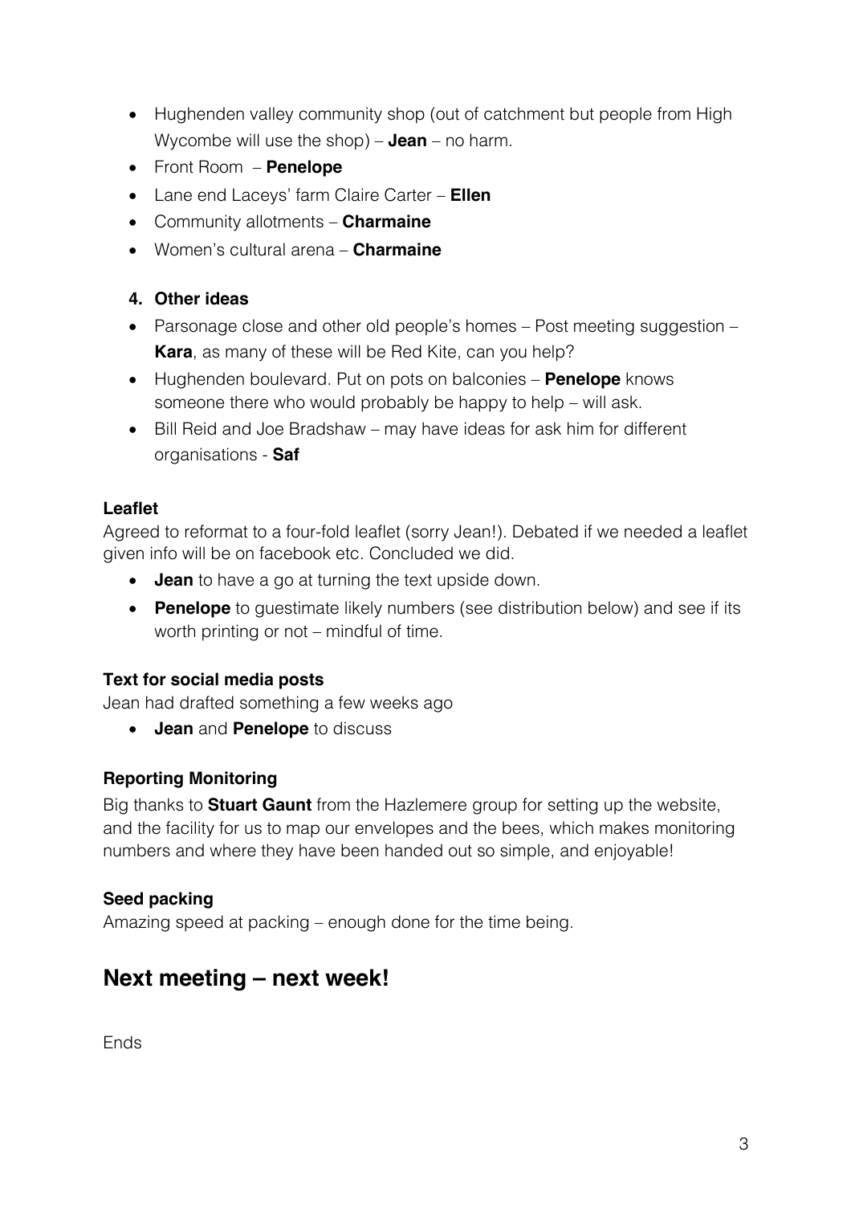- Hughenden valley community shop (out of catchment but people from High Wycombe will use the shop) – **Jean** – no harm.
- Front Room – **Penelope**
- Lane end Laceys' farm Claire Carter – **Ellen**
- Community allotments – **Charmaine**
- Women's cultural arena – **Charmaine**

**4. Other ideas**

- Parsonage close and other old people's homes – Post meeting suggestion – **Kara**, as many of these will be Red Kite, can you help?
- Hughenden boulevard. Put on pots on balconies – **Penelope** knows someone there who would probably be happy to help – will ask.
- Bill Reid and Joe Bradshaw – may have ideas for ask him for different organisations - **Saf**

**Leaflet**

Agreed to reformat to a four-fold leaflet (sorry Jean!). Debated if we needed a leaflet given info will be on facebook etc. Concluded we did.

- **Jean** to have a go at turning the text upside down.
- **Penelope** to guestimate likely numbers (see distribution below) and see if its worth printing or not – mindful of time.

**Text for social media posts**

Jean had drafted something a few weeks ago

- **Jean** and **Penelope** to discuss

**Reporting Monitoring**

Big thanks to **Stuart Gaunt** from the Hazlemere group for setting up the website, and the facility for us to map our envelopes and the bees, which makes monitoring numbers and where they have been handed out so simple, and enjoyable!

**Seed packing**

Amazing speed at packing – enough done for the time being.

## Next meeting – next week!

Ends